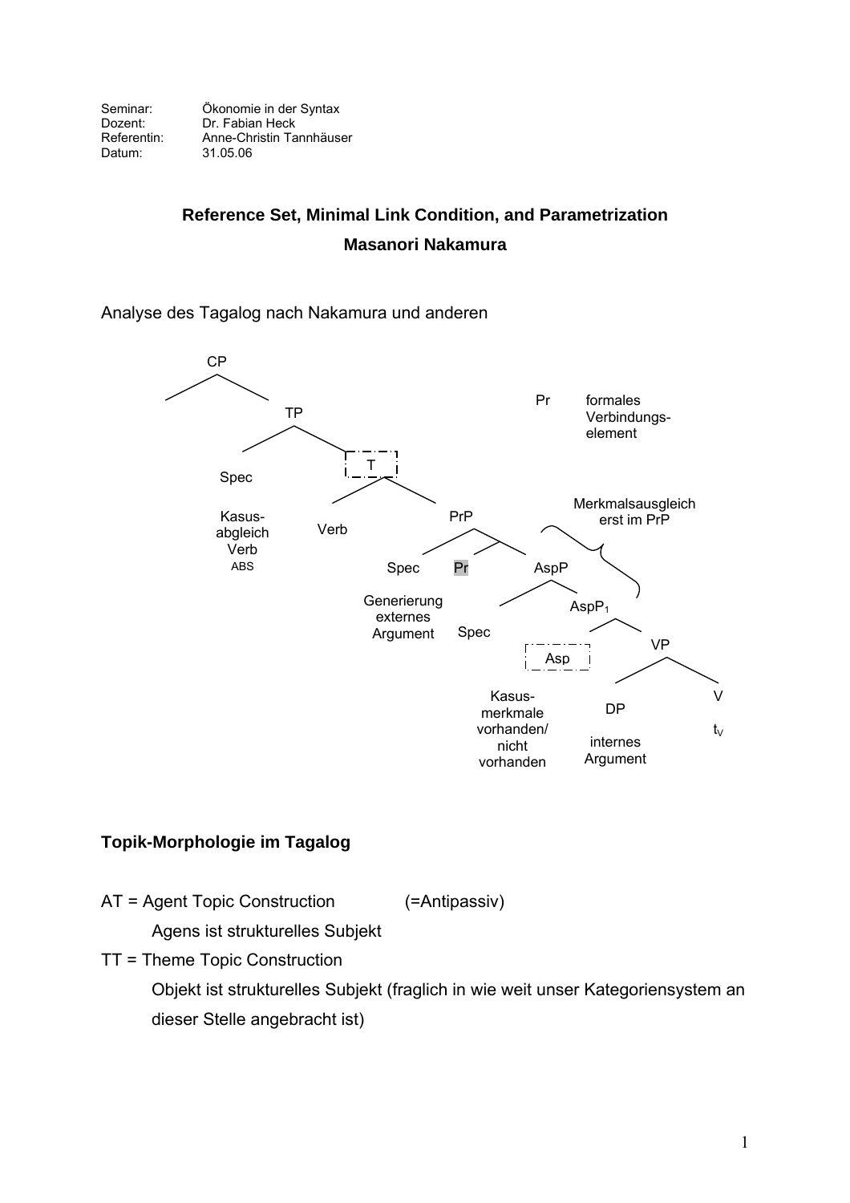| | |
|---|---|
| Seminar: | Ökonomie in der Syntax |
| Dozent: | Dr. Fabian Heck |
| Referentin: | Anne-Christin Tannhäuser |
| Datum: | 31.05.06 |

## Reference Set, Minimal Link Condition, and Parametrization

### Masanori Nakamura

Analyse des Tagalog nach Nakamura und anderen

CP

TP

Spec

Kasus-abgleich Verb ABS

T

Verb

PrP

Spec

Generierung externes Argument

Pr

AspP

Spec

$AspP_1$

Asp

Kasus-merkmale vorhanden/ nicht vorhanden

VP

DP

internes Argument

V

$t_V$

Pr formales Verbindungs-element

Merkmalsausgleich erst im PrP

**Topik-Morphologie im Tagalog**

AT = Agent Topic Construction (=Antipassiv)

Agens ist strukturelles Subjekt

TT = Theme Topic Construction

Objekt ist strukturelles Subjekt (fraglich in wie weit unser Kategoriensystem an dieser Stelle angebracht ist)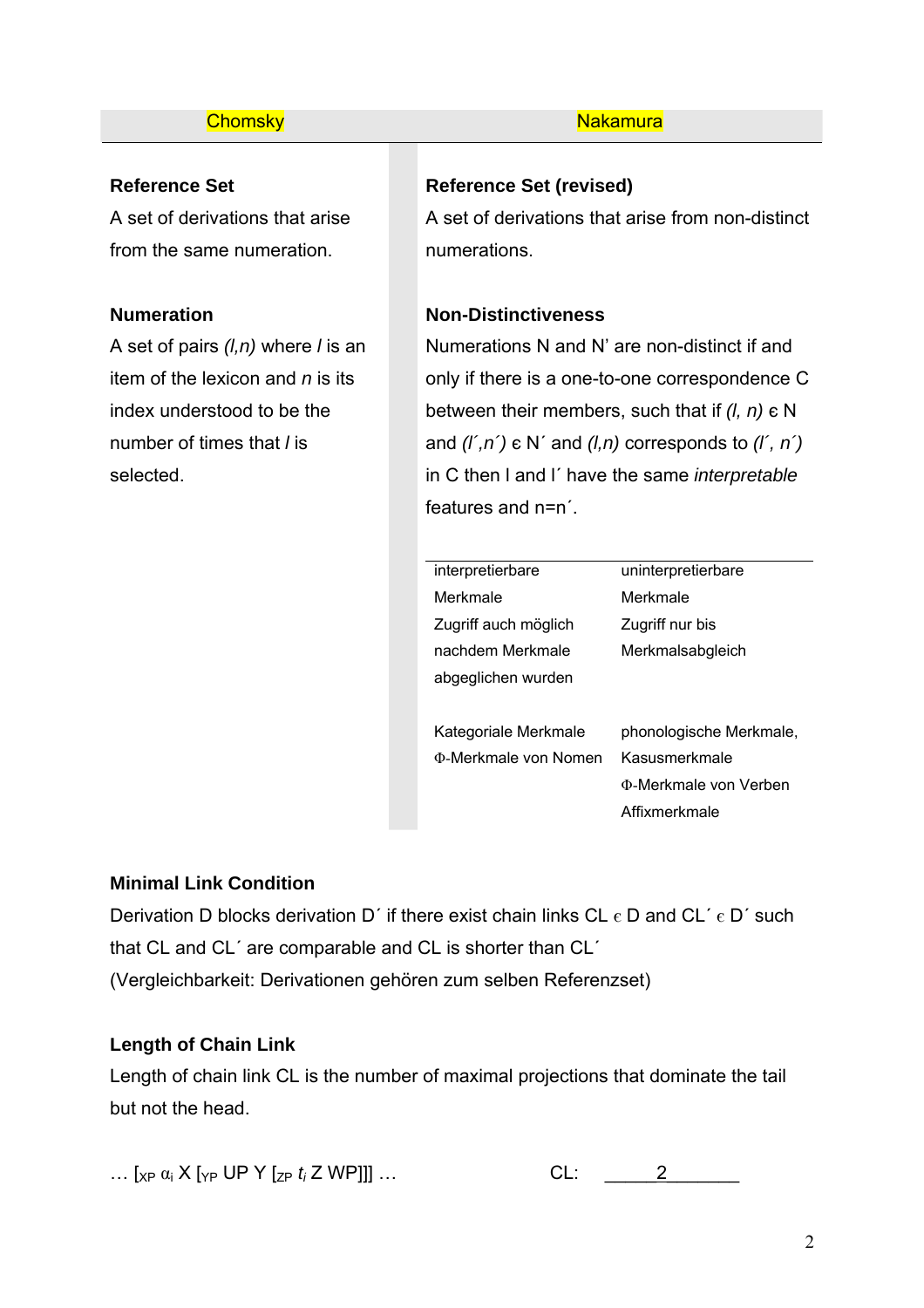| Chomsky | Nakamura |
|---|---|

**Chomsky**

**Reference Set**
A set of derivations that arise from the same numeration.

**Numeration**
A set of pairs *(l,n)* where *l* is an item of the lexicon and *n* is its index understood to be the number of times that *l* is selected.

**Nakamura**

**Reference Set (revised)**
A set of derivations that arise from non-distinct numerations.

**Non-Distinctiveness**
Numerations N and N' are non-distinct if and only if there is a one-to-one correspondence C between their members, such that if *(l, n)* ε N and *(l´,n´)* ε N´ and *(l,n)* corresponds to *(l´, n´)* in C then l and l´ have the same *interpretable* features and n=n´.

| interpretierbare Merkmale | uninterpretierbare Merkmale |
|---|---|
| Zugriff auch möglich nachdem Merkmale abgeglichen wurden | Zugriff nur bis Merkmalsabgleich |
| Kategoriale Merkmale<br>Φ-Merkmale von Nomen | phonologische Merkmale,<br>Kasusmerkmale<br>Φ-Merkmale von Verben<br>Affixmerkmale |

**Minimal Link Condition**
Derivation D blocks derivation D´ if there exist chain links CL ε D and CL´ ε D´ such that CL and CL´ are comparable and CL is shorter than CL´
(Vergleichbarkeit: Derivationen gehören zum selben Referenzset)

**Length of Chain Link**
Length of chain link CL is the number of maximal projections that dominate the tail but not the head.

… $[_{XP}\ \alpha_i$ X $[_{YP}$ UP Y $[_{ZP}\ t_i$ Z WP]]] …     CL: ____2______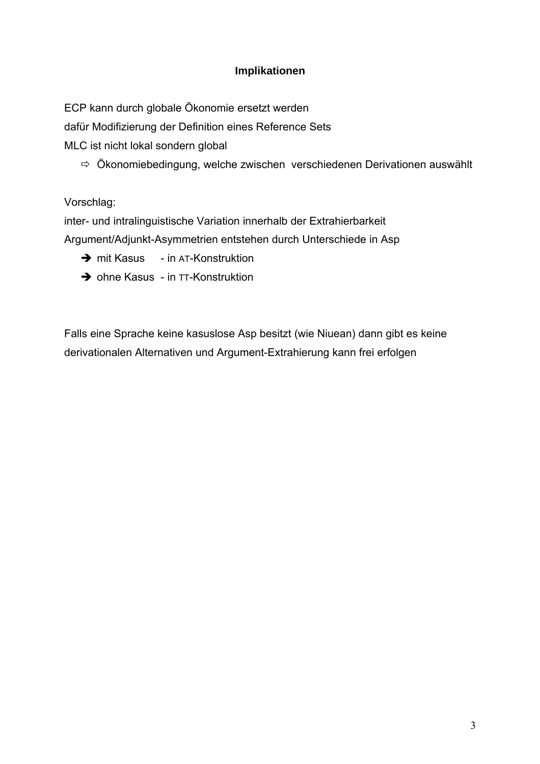### Implikationen

ECP kann durch globale Ökonomie ersetzt werden
dafür Modifizierung der Definition eines Reference Sets
MLC ist nicht lokal sondern global

- ⇨ Ökonomiebedingung, welche zwischen verschiedenen Derivationen auswählt

Vorschlag:
inter- und intralinguistische Variation innerhalb der Extrahierbarkeit
Argument/Adjunkt-Asymmetrien entstehen durch Unterschiede in Asp

- ➔ mit Kasus - in AT-Konstruktion
- ➔ ohne Kasus - in TT-Konstruktion

Falls eine Sprache keine kasuslose Asp besitzt (wie Niuean) dann gibt es keine derivationalen Alternativen und Argument-Extrahierung kann frei erfolgen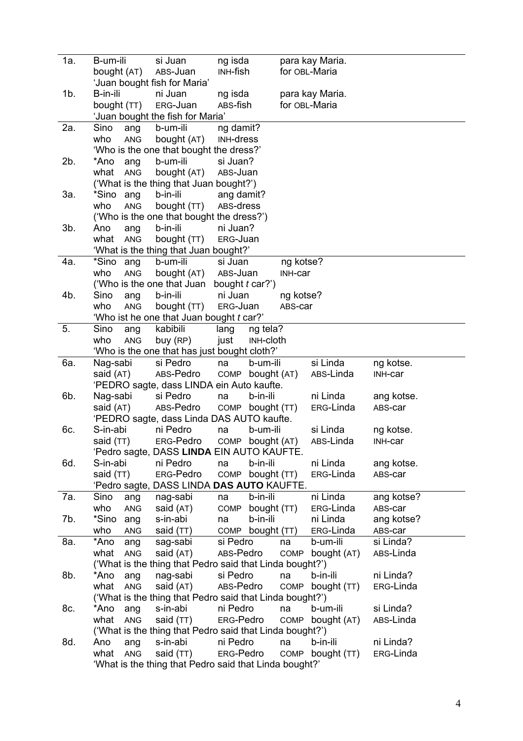| | | | | | | | |
|---|---|---|---|---|---|---|---|
| 1a. | B-um-ili | si Juan | ng isda | para kay Maria. | | | |
| | bought (AT) | ABS-Juan | INH-fish | for OBL-Maria | | | |
| | 'Juan bought fish for Maria' | | | | | | |
| 1b. | B-in-ili | ni Juan | ng isda | para kay Maria. | | | |
| | bought (TT) | ERG-Juan | ABS-fish | for OBL-Maria | | | |
| | 'Juan bought the fish for Maria' | | | | | | |
| 2a. | Sino ang | b-um-ili | ng damit? | | | | |
| | who ANG | bought (AT) | INH-dress | | | | |
| | 'Who is the one that bought the dress?' | | | | | | |
| 2b. | *Ano ang | b-um-ili | si Juan? | | | | |
| | what ANG | bought (AT) | ABS-Juan | | | | |
| | ('What is the thing that Juan bought?') | | | | | | |
| 3a. | *Sino ang | b-in-ili | ang damit? | | | | |
| | who ANG | bought (TT) | ABS-dress | | | | |
| | ('Who is the one that bought the dress?') | | | | | | |
| 3b. | Ano ang | b-in-ili | ni Juan? | | | | |
| | what ANG | bought (TT) | ERG-Juan | | | | |
| | 'What is the thing that Juan bought?' | | | | | | |
| 4a. | *Sino ang | b-um-ili | si Juan | ng kotse? | | | |
| | who ANG | bought (AT) | ABS-Juan | INH-car | | | |
| | ('Who is the one that Juan bought *t* car?') | | | | | | |
| 4b. | Sino ang | b-in-ili | ni Juan | ng kotse? | | | |
| | who ANG | bought (TT) | ERG-Juan | ABS-car | | | |
| | 'Who ist he one that Juan bought *t* car?' | | | | | | |
| 5. | Sino ang | kabibili | lang | ng tela? | | | |
| | who ANG | buy (RP) | just | INH-cloth | | | |
| | 'Who is the one that has just bought cloth?' | | | | | | |
| 6a. | Nag-sabi | si Pedro | na | b-um-ili | si Linda | ng kotse. | |
| | said (AT) | ABS-Pedro | COMP | bought (AT) | ABS-Linda | INH-car | |
| | 'PEDRO sagte, dass LINDA ein Auto kaufte. | | | | | | |
| 6b. | Nag-sabi | si Pedro | na | b-in-ili | ni Linda | ang kotse. | |
| | said (AT) | ABS-Pedro | COMP | bought (TT) | ERG-Linda | ABS-car | |
| | 'PEDRO sagte, dass Linda DAS AUTO kaufte. | | | | | | |
| 6c. | S-in-abi | ni Pedro | na | b-um-ili | si Linda | ng kotse. | |
| | said (TT) | ERG-Pedro | COMP | bought (AT) | ABS-Linda | INH-car | |
| | 'Pedro sagte, DASS **LINDA** EIN AUTO KAUFTE. | | | | | | |
| 6d. | S-in-abi | ni Pedro | na | b-in-ili | ni Linda | ang kotse. | |
| | said (TT) | ERG-Pedro | COMP | bought (TT) | ERG-Linda | ABS-car | |
| | 'Pedro sagte, DASS LINDA **DAS AUTO** KAUFTE. | | | | | | |
| 7a. | Sino ang | nag-sabi | na | b-in-ili | ni Linda | ang kotse? | |
| | who ANG | said (AT) | COMP | bought (TT) | ERG-Linda | ABS-car | |
| 7b. | *Sino ang | s-in-abi | na | b-in-ili | ni Linda | ang kotse? | |
| | who ANG | said (TT) | COMP | bought (TT) | ERG-Linda | ABS-car | |
| 8a. | *Ano ang | sag-sabi | si Pedro | na | b-um-ili | si Linda? | |
| | what ANG | said (AT) | ABS-Pedro | COMP | bought (AT) | ABS-Linda | |
| | ('What is the thing that Pedro said that Linda bought?') | | | | | | |
| 8b. | *Ano ang | nag-sabi | si Pedro | na | b-in-ili | ni Linda? | |
| | what ANG | said (AT) | ABS-Pedro | COMP | bought (TT) | ERG-Linda | |
| | ('What is the thing that Pedro said that Linda bought?') | | | | | | |
| 8c. | *Ano ang | s-in-abi | ni Pedro | na | b-um-ili | si Linda? | |
| | what ANG | said (TT) | ERG-Pedro | COMP | bought (AT) | ABS-Linda | |
| | ('What is the thing that Pedro said that Linda bought?') | | | | | | |
| 8d. | Ano ang | s-in-abi | ni Pedro | na | b-in-ili | ni Linda? | |
| | what ANG | said (TT) | ERG-Pedro | COMP | bought (TT) | ERG-Linda | |
| | 'What is the thing that Pedro said that Linda bought?' | | | | | | |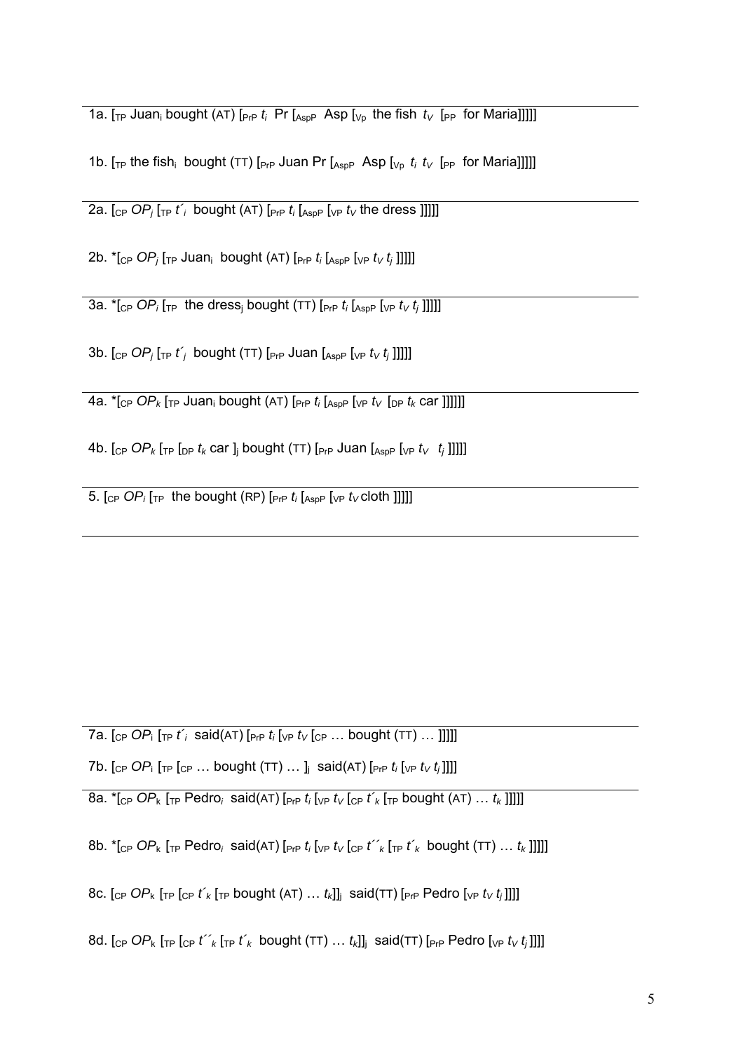1a. [$_{TP}$ Juan$_i$ bought (AT) [$_{PrP}$ $t_i$ Pr [$_{AspP}$ Asp [$_{Vp}$ the fish $t_V$ [$_{PP}$ for Maria]]]]]

1b. [$_{TP}$ the fish$_i$ bought (TT) [$_{PrP}$ Juan Pr [$_{AspP}$ Asp [$_{Vp}$ $t_i$ $t_V$ [$_{PP}$ for Maria]]]]]

2a. [$_{CP}$ $OP_j$ [$_{TP}$ $t'_i$ bought (AT) [$_{PrP}$ $t_i$ [$_{AspP}$ [$_{VP}$ $t_V$ the dress ]]]]]

2b. *[$_{CP}$ $OP_j$ [$_{TP}$ Juan$_i$ bought (AT) [$_{PrP}$ $t_i$ [$_{AspP}$ [$_{VP}$ $t_V$ $t_j$ ]]]]]

3a. *[$_{CP}$ $OP_i$ [$_{TP}$ the dress$_j$ bought (TT) [$_{PrP}$ $t_i$ [$_{AspP}$ [$_{VP}$ $t_V$ $t_j$ ]]]]]

3b. [$_{CP}$ $OP_j$ [$_{TP}$ $t'_j$ bought (TT) [$_{PrP}$ Juan [$_{AspP}$ [$_{VP}$ $t_V$ $t_j$ ]]]]]

4a. *[$_{CP}$ $OP_k$ [$_{TP}$ Juan$_i$ bought (AT) [$_{PrP}$ $t_i$ [$_{AspP}$ [$_{VP}$ $t_V$ [$_{DP}$ $t_k$ car ]]]]]]

4b. [$_{CP}$ $OP_k$ [$_{TP}$ [$_{DP}$ $t_k$ car ]$_j$ bought (TT) [$_{PrP}$ Juan [$_{AspP}$ [$_{VP}$ $t_V$ $t_j$ ]]]]]

5. [$_{CP}$ $OP_i$ [$_{TP}$ the bought (RP) [$_{PrP}$ $t_i$ [$_{AspP}$ [$_{VP}$ $t_V$ cloth ]]]]]

7a. [$_{CP}$ $OP_i$ [$_{TP}$ $t'_i$ said(AT) [$_{PrP}$ $t_i$ [$_{VP}$ $t_V$ [$_{CP}$ … bought (TT) … ]]]]]

7b. [$_{CP}$ $OP_i$ [$_{TP}$ [$_{CP}$ … bought (TT) … ]$_j$ said(AT) [$_{PrP}$ $t_i$ [$_{VP}$ $t_V$ $t_j$ ]]]]

8a. *[$_{CP}$ $OP_k$ [$_{TP}$ Pedro$_i$ said(AT) [$_{PrP}$ $t_i$ [$_{VP}$ $t_V$ [$_{CP}$ $t'_k$ [$_{TP}$ bought (AT) … $t_k$ ]]]]]

8b. *[$_{CP}$ $OP_k$ [$_{TP}$ Pedro$_i$ said(AT) [$_{PrP}$ $t_i$ [$_{VP}$ $t_V$ [$_{CP}$ $t''_k$ [$_{TP}$ $t'_k$ bought (TT) … $t_k$ ]]]]]

8c. [$_{CP}$ $OP_k$ [$_{TP}$ [$_{CP}$ $t'_k$ [$_{TP}$ bought (AT) … $t_k$]]$_j$ said(TT) [$_{PrP}$ Pedro [$_{VP}$ $t_V$ $t_j$ ]]]]

8d. [$_{CP}$ $OP_k$ [$_{TP}$ [$_{CP}$ $t''_k$ [$_{TP}$ $t'_k$ bought (TT) … $t_k$]]$_j$ said(TT) [$_{PrP}$ Pedro [$_{VP}$ $t_V$ $t_j$ ]]]]